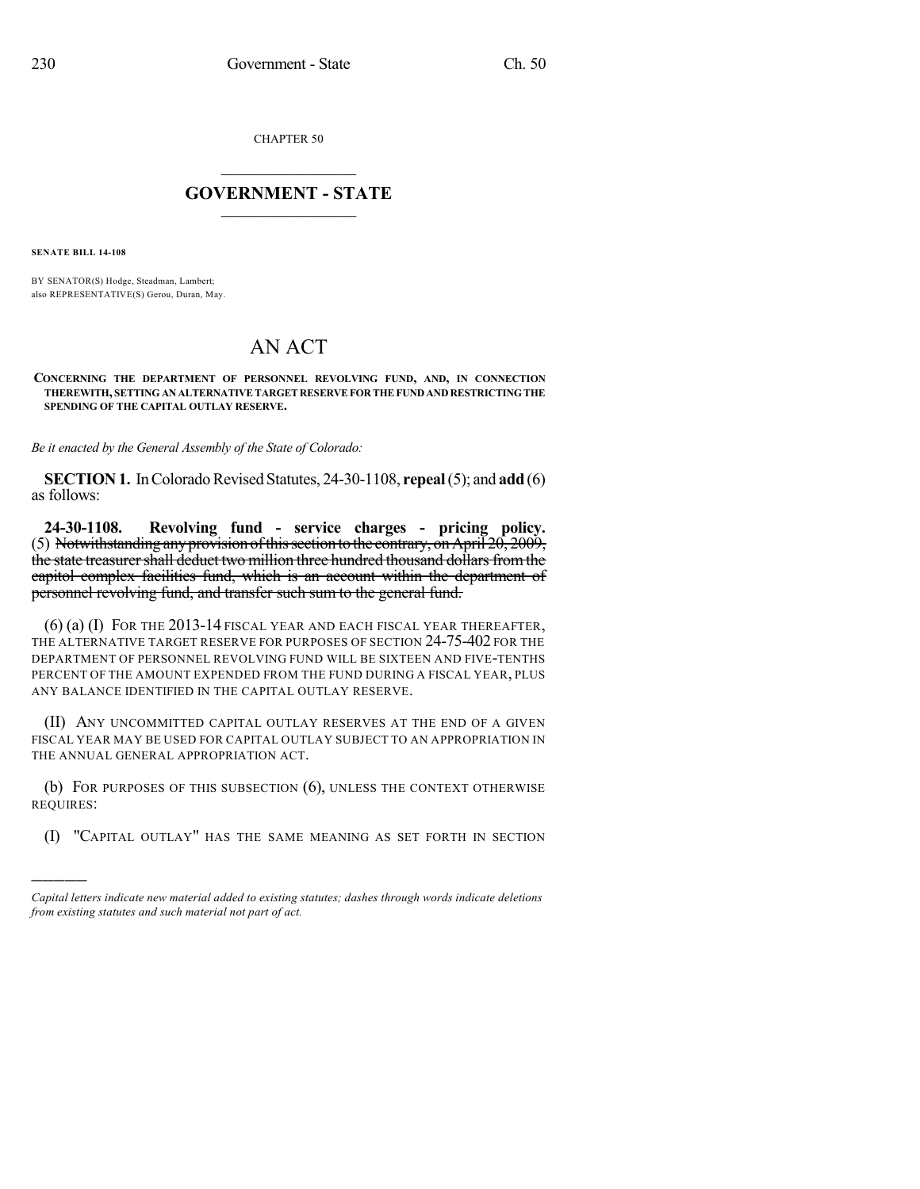CHAPTER 50

## GOVERNMENT - STATE

**SENATE BILL 14-108**

BY SENATOR(S) Hodge, Steadman, Lambert;
also REPRESENTATIVE(S) Gerou, Duran, May.

# AN ACT

**CONCERNING THE DEPARTMENT OF PERSONNEL REVOLVING FUND, AND, IN CONNECTION THEREWITH, SETTING AN ALTERNATIVE TARGET RESERVE FOR THE FUND AND RESTRICTING THE SPENDING OF THE CAPITAL OUTLAY RESERVE.**

*Be it enacted by the General Assembly of the State of Colorado:*

**SECTION 1.** In Colorado Revised Statutes, 24-30-1108, **repeal** (5); and **add** (6) as follows:

**24-30-1108. Revolving fund - service charges - pricing policy.** (5) ~~Notwithstanding any provision of this section to the contrary, on April 20, 2009, the state treasurer shall deduct two million three hundred thousand dollars from the capitol complex facilities fund, which is an account within the department of personnel revolving fund, and transfer such sum to the general fund.~~

(6) (a) (I) FOR THE 2013-14 FISCAL YEAR AND EACH FISCAL YEAR THEREAFTER, THE ALTERNATIVE TARGET RESERVE FOR PURPOSES OF SECTION 24-75-402 FOR THE DEPARTMENT OF PERSONNEL REVOLVING FUND WILL BE SIXTEEN AND FIVE-TENTHS PERCENT OF THE AMOUNT EXPENDED FROM THE FUND DURING A FISCAL YEAR, PLUS ANY BALANCE IDENTIFIED IN THE CAPITAL OUTLAY RESERVE.

(II) ANY UNCOMMITTED CAPITAL OUTLAY RESERVES AT THE END OF A GIVEN FISCAL YEAR MAY BE USED FOR CAPITAL OUTLAY SUBJECT TO AN APPROPRIATION IN THE ANNUAL GENERAL APPROPRIATION ACT.

(b) FOR PURPOSES OF THIS SUBSECTION (6), UNLESS THE CONTEXT OTHERWISE REQUIRES:

(I) "CAPITAL OUTLAY" HAS THE SAME MEANING AS SET FORTH IN SECTION

---

*Capital letters indicate new material added to existing statutes; dashes through words indicate deletions from existing statutes and such material not part of act.*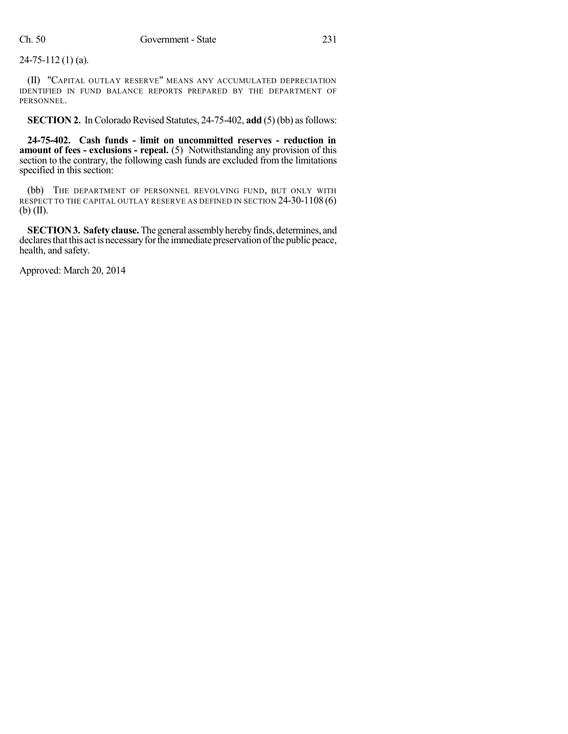24-75-112 (1) (a).

(II) "CAPITAL OUTLAY RESERVE" MEANS ANY ACCUMULATED DEPRECIATION IDENTIFIED IN FUND BALANCE REPORTS PREPARED BY THE DEPARTMENT OF PERSONNEL.

**SECTION 2.** In Colorado Revised Statutes, 24-75-402, **add** (5) (bb) as follows:

**24-75-402. Cash funds - limit on uncommitted reserves - reduction in amount of fees - exclusions - repeal.** (5) Notwithstanding any provision of this section to the contrary, the following cash funds are excluded from the limitations specified in this section:

(bb) THE DEPARTMENT OF PERSONNEL REVOLVING FUND, BUT ONLY WITH RESPECT TO THE CAPITAL OUTLAY RESERVE AS DEFINED IN SECTION 24-30-1108 (6) (b) (II).

**SECTION 3. Safety clause.** The general assembly hereby finds, determines, and declares that this act is necessary for the immediate preservation of the public peace, health, and safety.

Approved: March 20, 2014